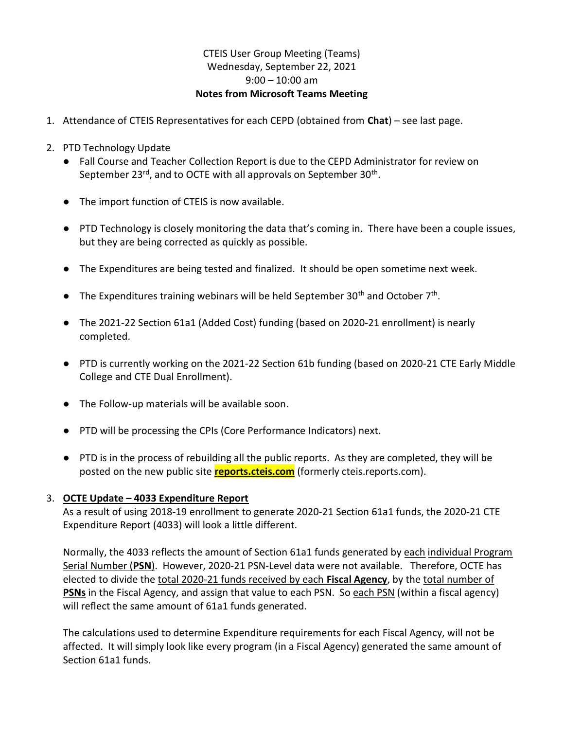CTEIS User Group Meeting (Teams)
Wednesday, September 22, 2021
9:00 – 10:00 am

**Notes from Microsoft Teams Meeting**

1. Attendance of CTEIS Representatives for each CEPD (obtained from **Chat**) – see last page.

2. PTD Technology Update
   - Fall Course and Teacher Collection Report is due to the CEPD Administrator for review on September 23rd, and to OCTE with all approvals on September 30th.
   - The import function of CTEIS is now available.
   - PTD Technology is closely monitoring the data that's coming in. There have been a couple issues, but they are being corrected as quickly as possible.
   - The Expenditures are being tested and finalized. It should be open sometime next week.
   - The Expenditures training webinars will be held September 30th and October 7th.
   - The 2021-22 Section 61a1 (Added Cost) funding (based on 2020-21 enrollment) is nearly completed.
   - PTD is currently working on the 2021-22 Section 61b funding (based on 2020-21 CTE Early Middle College and CTE Dual Enrollment).
   - The Follow-up materials will be available soon.
   - PTD will be processing the CPIs (Core Performance Indicators) next.
   - PTD is in the process of rebuilding all the public reports. As they are completed, they will be posted on the new public site **reports.cteis.com** (formerly cteis.reports.com).

3. **OCTE Update – 4033 Expenditure Report**

   As a result of using 2018-19 enrollment to generate 2020-21 Section 61a1 funds, the 2020-21 CTE Expenditure Report (4033) will look a little different.

   Normally, the 4033 reflects the amount of Section 61a1 funds generated by each individual Program Serial Number (**PSN**). However, 2020-21 PSN-Level data were not available. Therefore, OCTE has elected to divide the total 2020-21 funds received by each **Fiscal Agency**, by the total number of **PSNs** in the Fiscal Agency, and assign that value to each PSN. So each PSN (within a fiscal agency) will reflect the same amount of 61a1 funds generated.

   The calculations used to determine Expenditure requirements for each Fiscal Agency, will not be affected. It will simply look like every program (in a Fiscal Agency) generated the same amount of Section 61a1 funds.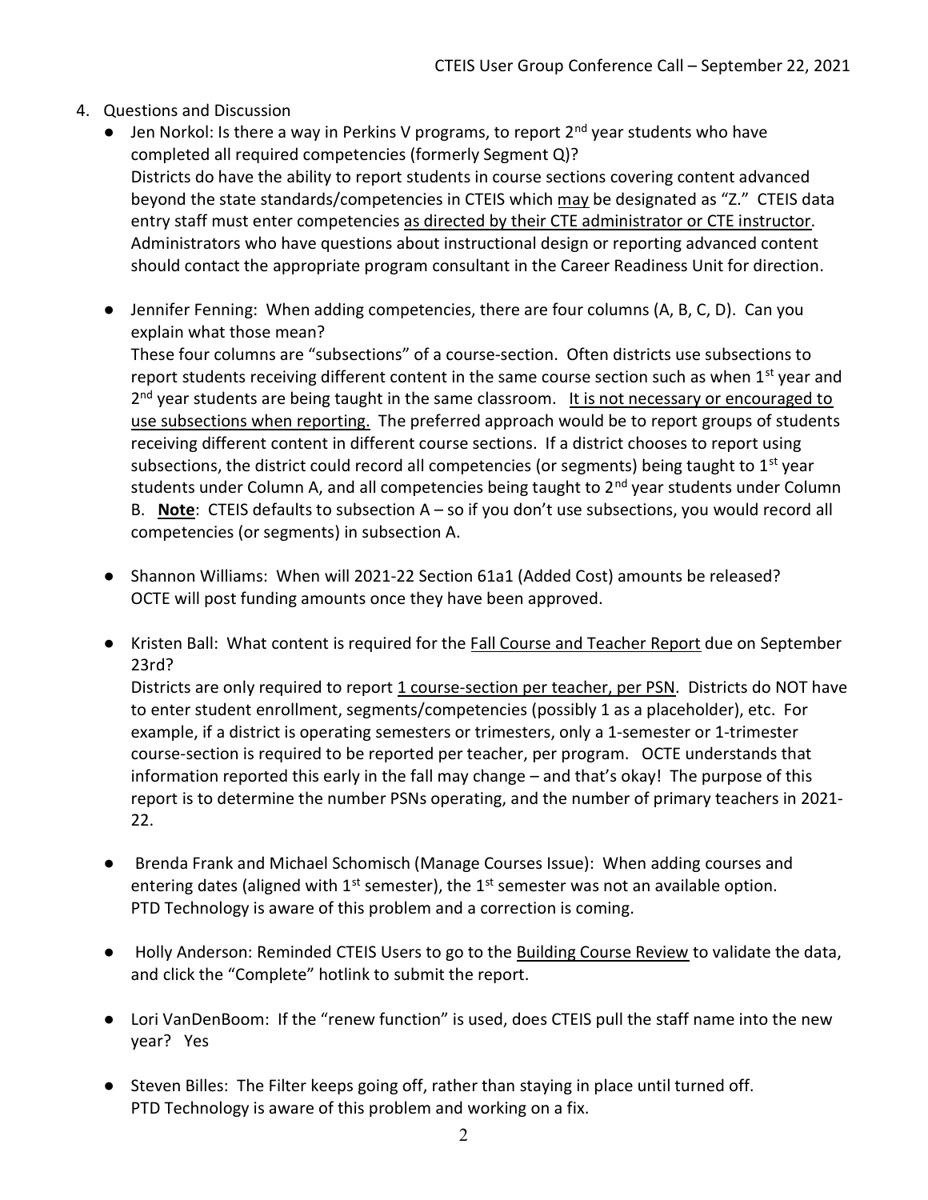4. Questions and Discussion
   - Jen Norkol: Is there a way in Perkins V programs, to report 2nd year students who have completed all required competencies (formerly Segment Q)?
     Districts do have the ability to report students in course sections covering content advanced beyond the state standards/competencies in CTEIS which may be designated as "Z." CTEIS data entry staff must enter competencies as directed by their CTE administrator or CTE instructor. Administrators who have questions about instructional design or reporting advanced content should contact the appropriate program consultant in the Career Readiness Unit for direction.

   - Jennifer Fenning: When adding competencies, there are four columns (A, B, C, D). Can you explain what those mean?
     These four columns are "subsections" of a course-section. Often districts use subsections to report students receiving different content in the same course section such as when 1st year and 2nd year students are being taught in the same classroom. It is not necessary or encouraged to use subsections when reporting. The preferred approach would be to report groups of students receiving different content in different course sections. If a district chooses to report using subsections, the district could record all competencies (or segments) being taught to 1st year students under Column A, and all competencies being taught to 2nd year students under Column B. **Note**: CTEIS defaults to subsection A – so if you don't use subsections, you would record all competencies (or segments) in subsection A.

   - Shannon Williams: When will 2021-22 Section 61a1 (Added Cost) amounts be released?
     OCTE will post funding amounts once they have been approved.

   - Kristen Ball: What content is required for the Fall Course and Teacher Report due on September 23rd?
     Districts are only required to report 1 course-section per teacher, per PSN. Districts do NOT have to enter student enrollment, segments/competencies (possibly 1 as a placeholder), etc. For example, if a district is operating semesters or trimesters, only a 1-semester or 1-trimester course-section is required to be reported per teacher, per program. OCTE understands that information reported this early in the fall may change – and that's okay! The purpose of this report is to determine the number PSNs operating, and the number of primary teachers in 2021-22.

   - Brenda Frank and Michael Schomisch (Manage Courses Issue): When adding courses and entering dates (aligned with 1st semester), the 1st semester was not an available option.
     PTD Technology is aware of this problem and a correction is coming.

   - Holly Anderson: Reminded CTEIS Users to go to the Building Course Review to validate the data, and click the "Complete" hotlink to submit the report.

   - Lori VanDenBoom: If the "renew function" is used, does CTEIS pull the staff name into the new year? Yes

   - Steven Billes: The Filter keeps going off, rather than staying in place until turned off.
     PTD Technology is aware of this problem and working on a fix.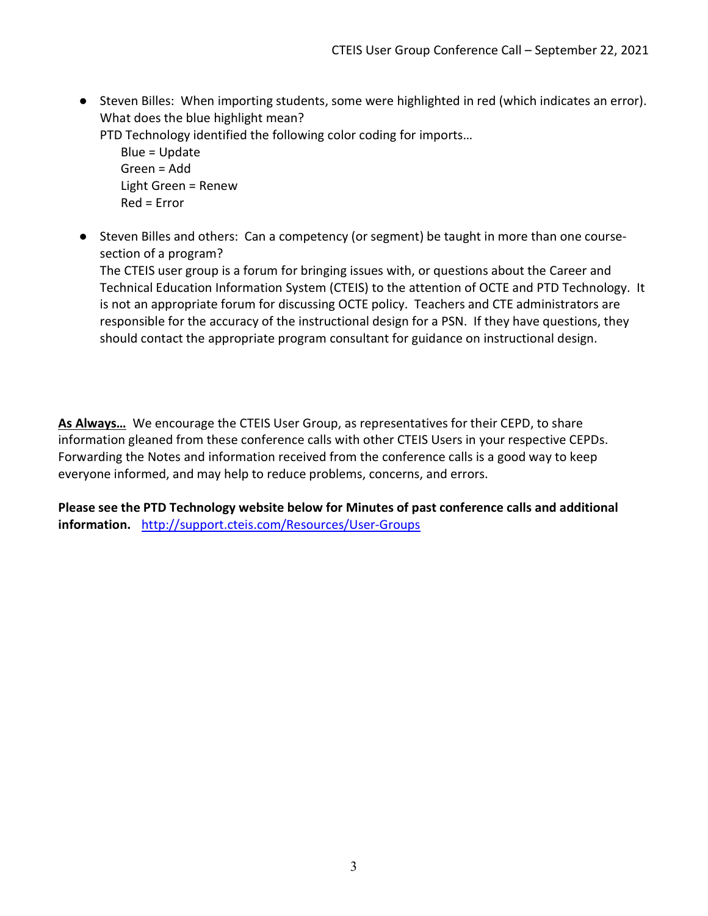- Steven Billes: When importing students, some were highlighted in red (which indicates an error). What does the blue highlight mean?
  PTD Technology identified the following color coding for imports…
  Blue = Update
  Green = Add
  Light Green = Renew
  Red = Error

- Steven Billes and others: Can a competency (or segment) be taught in more than one course-section of a program?
  The CTEIS user group is a forum for bringing issues with, or questions about the Career and Technical Education Information System (CTEIS) to the attention of OCTE and PTD Technology. It is not an appropriate forum for discussing OCTE policy. Teachers and CTE administrators are responsible for the accuracy of the instructional design for a PSN. If they have questions, they should contact the appropriate program consultant for guidance on instructional design.

**As Always…** We encourage the CTEIS User Group, as representatives for their CEPD, to share information gleaned from these conference calls with other CTEIS Users in your respective CEPDs. Forwarding the Notes and information received from the conference calls is a good way to keep everyone informed, and may help to reduce problems, concerns, and errors.

**Please see the PTD Technology website below for Minutes of past conference calls and additional information.** [http://support.cteis.com/Resources/User-Groups](http://support.cteis.com/Resources/User-Groups)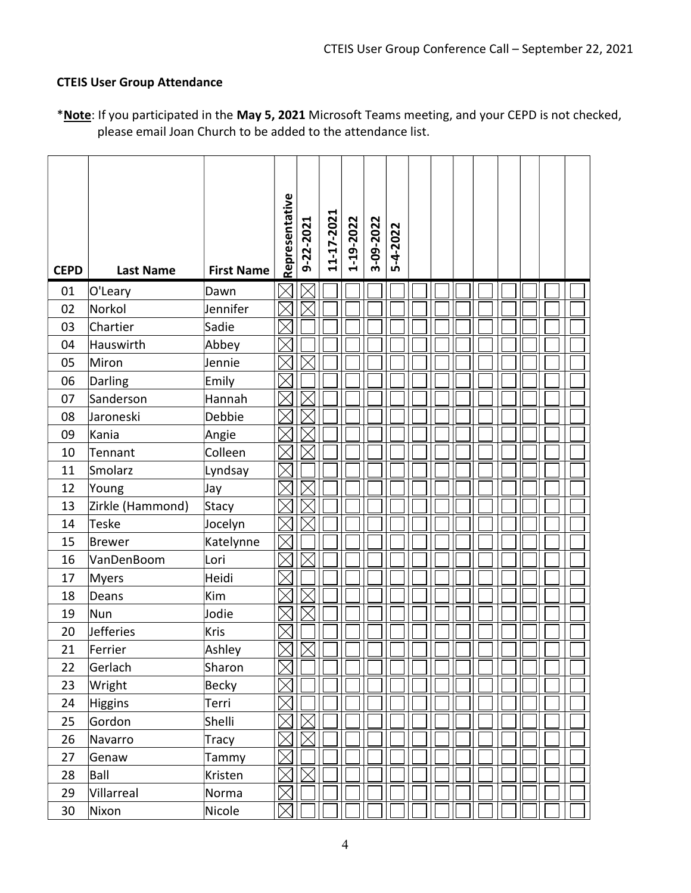### CTEIS User Group Attendance

*__Note__: If you participated in the **May 5, 2021** Microsoft Teams meeting, and your CEPD is not checked, please email Joan Church to be added to the attendance list.

| CEPD | Last Name | First Name | Representative | 9-22-2021 | 11-17-2021 | 1-19-2022 | 3-09-2022 | 5-4-2022 | | | | | | | | |
|---|---|---|---|---|---|---|---|---|---|---|---|---|---|---|---|---|
| 01 | O'Leary | Dawn | ☒ | ☒ | ☐ | ☐ | ☐ | ☐ | ☐ | ☐ | ☐ | ☐ | ☐ | ☐ | ☐ | ☐ |
| 02 | Norkol | Jennifer | ☒ | ☒ | ☐ | ☐ | ☐ | ☐ | ☐ | ☐ | ☐ | ☐ | ☐ | ☐ | ☐ | ☐ |
| 03 | Chartier | Sadie | ☒ | ☐ | ☐ | ☐ | ☐ | ☐ | ☐ | ☐ | ☐ | ☐ | ☐ | ☐ | ☐ | ☐ |
| 04 | Hauswirth | Abbey | ☒ | ☐ | ☐ | ☐ | ☐ | ☐ | ☐ | ☐ | ☐ | ☐ | ☐ | ☐ | ☐ | ☐ |
| 05 | Miron | Jennie | ☒ | ☒ | ☐ | ☐ | ☐ | ☐ | ☐ | ☐ | ☐ | ☐ | ☐ | ☐ | ☐ | ☐ |
| 06 | Darling | Emily | ☒ | ☐ | ☐ | ☐ | ☐ | ☐ | ☐ | ☐ | ☐ | ☐ | ☐ | ☐ | ☐ | ☐ |
| 07 | Sanderson | Hannah | ☒ | ☒ | ☐ | ☐ | ☐ | ☐ | ☐ | ☐ | ☐ | ☐ | ☐ | ☐ | ☐ | ☐ |
| 08 | Jaroneski | Debbie | ☒ | ☒ | ☐ | ☐ | ☐ | ☐ | ☐ | ☐ | ☐ | ☐ | ☐ | ☐ | ☐ | ☐ |
| 09 | Kania | Angie | ☒ | ☒ | ☐ | ☐ | ☐ | ☐ | ☐ | ☐ | ☐ | ☐ | ☐ | ☐ | ☐ | ☐ |
| 10 | Tennant | Colleen | ☒ | ☒ | ☐ | ☐ | ☐ | ☐ | ☐ | ☐ | ☐ | ☐ | ☐ | ☐ | ☐ | ☐ |
| 11 | Smolarz | Lyndsay | ☒ | ☐ | ☐ | ☐ | ☐ | ☐ | ☐ | ☐ | ☐ | ☐ | ☐ | ☐ | ☐ | ☐ |
| 12 | Young | Jay | ☒ | ☒ | ☐ | ☐ | ☐ | ☐ | ☐ | ☐ | ☐ | ☐ | ☐ | ☐ | ☐ | ☐ |
| 13 | Zirkle (Hammond) | Stacy | ☒ | ☒ | ☐ | ☐ | ☐ | ☐ | ☐ | ☐ | ☐ | ☐ | ☐ | ☐ | ☐ | ☐ |
| 14 | Teske | Jocelyn | ☒ | ☒ | ☐ | ☐ | ☐ | ☐ | ☐ | ☐ | ☐ | ☐ | ☐ | ☐ | ☐ | ☐ |
| 15 | Brewer | Katelynne | ☒ | ☐ | ☐ | ☐ | ☐ | ☐ | ☐ | ☐ | ☐ | ☐ | ☐ | ☐ | ☐ | ☐ |
| 16 | VanDenBoom | Lori | ☒ | ☒ | ☐ | ☐ | ☐ | ☐ | ☐ | ☐ | ☐ | ☐ | ☐ | ☐ | ☐ | ☐ |
| 17 | Myers | Heidi | ☒ | ☐ | ☐ | ☐ | ☐ | ☐ | ☐ | ☐ | ☐ | ☐ | ☐ | ☐ | ☐ | ☐ |
| 18 | Deans | Kim | ☒ | ☒ | ☐ | ☐ | ☐ | ☐ | ☐ | ☐ | ☐ | ☐ | ☐ | ☐ | ☐ | ☐ |
| 19 | Nun | Jodie | ☒ | ☒ | ☐ | ☐ | ☐ | ☐ | ☐ | ☐ | ☐ | ☐ | ☐ | ☐ | ☐ | ☐ |
| 20 | Jefferies | Kris | ☒ | ☐ | ☐ | ☐ | ☐ | ☐ | ☐ | ☐ | ☐ | ☐ | ☐ | ☐ | ☐ | ☐ |
| 21 | Ferrier | Ashley | ☒ | ☒ | ☐ | ☐ | ☐ | ☐ | ☐ | ☐ | ☐ | ☐ | ☐ | ☐ | ☐ | ☐ |
| 22 | Gerlach | Sharon | ☒ | ☐ | ☐ | ☐ | ☐ | ☐ | ☐ | ☐ | ☐ | ☐ | ☐ | ☐ | ☐ | ☐ |
| 23 | Wright | Becky | ☒ | ☐ | ☐ | ☐ | ☐ | ☐ | ☐ | ☐ | ☐ | ☐ | ☐ | ☐ | ☐ | ☐ |
| 24 | Higgins | Terri | ☒ | ☐ | ☐ | ☐ | ☐ | ☐ | ☐ | ☐ | ☐ | ☐ | ☐ | ☐ | ☐ | ☐ |
| 25 | Gordon | Shelli | ☒ | ☒ | ☐ | ☐ | ☐ | ☐ | ☐ | ☐ | ☐ | ☐ | ☐ | ☐ | ☐ | ☐ |
| 26 | Navarro | Tracy | ☒ | ☒ | ☐ | ☐ | ☐ | ☐ | ☐ | ☐ | ☐ | ☐ | ☐ | ☐ | ☐ | ☐ |
| 27 | Genaw | Tammy | ☒ | ☐ | ☐ | ☐ | ☐ | ☐ | ☐ | ☐ | ☐ | ☐ | ☐ | ☐ | ☐ | ☐ |
| 28 | Ball | Kristen | ☒ | ☒ | ☐ | ☐ | ☐ | ☐ | ☐ | ☐ | ☐ | ☐ | ☐ | ☐ | ☐ | ☐ |
| 29 | Villarreal | Norma | ☒ | ☐ | ☐ | ☐ | ☐ | ☐ | ☐ | ☐ | ☐ | ☐ | ☐ | ☐ | ☐ | ☐ |
| 30 | Nixon | Nicole | ☒ | ☐ | ☐ | ☐ | ☐ | ☐ | ☐ | ☐ | ☐ | ☐ | ☐ | ☐ | ☐ | ☐ |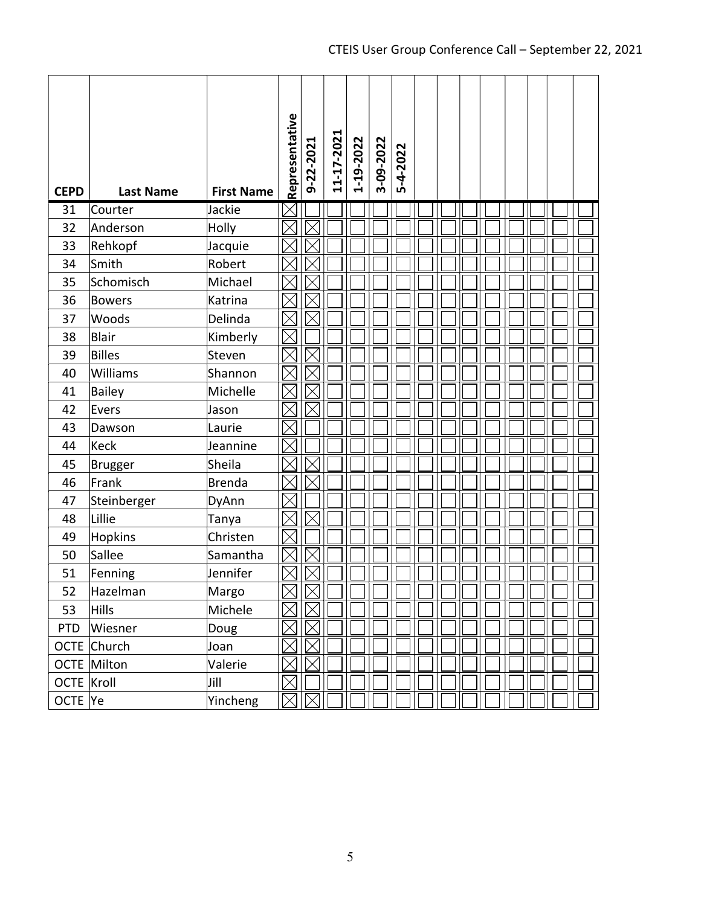| CEPD | Last Name | First Name | Representative | 9-22-2021 | 11-17-2021 | 1-19-2022 | 3-09-2022 | 5-4-2022 | | | | | | | | |
|---|---|---|---|---|---|---|---|---|---|---|---|---|---|---|---|---|
| 31 | Courter | Jackie | ☒ | ☐ | ☐ | ☐ | ☐ | ☐ | ☐ | ☐ | ☐ | ☐ | ☐ | ☐ | ☐ | ☐ |
| 32 | Anderson | Holly | ☒ | ☒ | ☐ | ☐ | ☐ | ☐ | ☐ | ☐ | ☐ | ☐ | ☐ | ☐ | ☐ | ☐ |
| 33 | Rehkopf | Jacquie | ☒ | ☒ | ☐ | ☐ | ☐ | ☐ | ☐ | ☐ | ☐ | ☐ | ☐ | ☐ | ☐ | ☐ |
| 34 | Smith | Robert | ☒ | ☒ | ☐ | ☐ | ☐ | ☐ | ☐ | ☐ | ☐ | ☐ | ☐ | ☐ | ☐ | ☐ |
| 35 | Schomisch | Michael | ☒ | ☒ | ☐ | ☐ | ☐ | ☐ | ☐ | ☐ | ☐ | ☐ | ☐ | ☐ | ☐ | ☐ |
| 36 | Bowers | Katrina | ☒ | ☒ | ☐ | ☐ | ☐ | ☐ | ☐ | ☐ | ☐ | ☐ | ☐ | ☐ | ☐ | ☐ |
| 37 | Woods | Delinda | ☒ | ☒ | ☐ | ☐ | ☐ | ☐ | ☐ | ☐ | ☐ | ☐ | ☐ | ☐ | ☐ | ☐ |
| 38 | Blair | Kimberly | ☒ | ☐ | ☐ | ☐ | ☐ | ☐ | ☐ | ☐ | ☐ | ☐ | ☐ | ☐ | ☐ | ☐ |
| 39 | Billes | Steven | ☒ | ☒ | ☐ | ☐ | ☐ | ☐ | ☐ | ☐ | ☐ | ☐ | ☐ | ☐ | ☐ | ☐ |
| 40 | Williams | Shannon | ☒ | ☒ | ☐ | ☐ | ☐ | ☐ | ☐ | ☐ | ☐ | ☐ | ☐ | ☐ | ☐ | ☐ |
| 41 | Bailey | Michelle | ☒ | ☒ | ☐ | ☐ | ☐ | ☐ | ☐ | ☐ | ☐ | ☐ | ☐ | ☐ | ☐ | ☐ |
| 42 | Evers | Jason | ☒ | ☒ | ☐ | ☐ | ☐ | ☐ | ☐ | ☐ | ☐ | ☐ | ☐ | ☐ | ☐ | ☐ |
| 43 | Dawson | Laurie | ☒ | ☐ | ☐ | ☐ | ☐ | ☐ | ☐ | ☐ | ☐ | ☐ | ☐ | ☐ | ☐ | ☐ |
| 44 | Keck | Jeannine | ☒ | ☐ | ☐ | ☐ | ☐ | ☐ | ☐ | ☐ | ☐ | ☐ | ☐ | ☐ | ☐ | ☐ |
| 45 | Brugger | Sheila | ☒ | ☒ | ☐ | ☐ | ☐ | ☐ | ☐ | ☐ | ☐ | ☐ | ☐ | ☐ | ☐ | ☐ |
| 46 | Frank | Brenda | ☒ | ☒ | ☐ | ☐ | ☐ | ☐ | ☐ | ☐ | ☐ | ☐ | ☐ | ☐ | ☐ | ☐ |
| 47 | Steinberger | DyAnn | ☒ | ☐ | ☐ | ☐ | ☐ | ☐ | ☐ | ☐ | ☐ | ☐ | ☐ | ☐ | ☐ | ☐ |
| 48 | Lillie | Tanya | ☒ | ☒ | ☐ | ☐ | ☐ | ☐ | ☐ | ☐ | ☐ | ☐ | ☐ | ☐ | ☐ | ☐ |
| 49 | Hopkins | Christen | ☒ | ☐ | ☐ | ☐ | ☐ | ☐ | ☐ | ☐ | ☐ | ☐ | ☐ | ☐ | ☐ | ☐ |
| 50 | Sallee | Samantha | ☒ | ☒ | ☐ | ☐ | ☐ | ☐ | ☐ | ☐ | ☐ | ☐ | ☐ | ☐ | ☐ | ☐ |
| 51 | Fenning | Jennifer | ☒ | ☒ | ☐ | ☐ | ☐ | ☐ | ☐ | ☐ | ☐ | ☐ | ☐ | ☐ | ☐ | ☐ |
| 52 | Hazelman | Margo | ☒ | ☒ | ☐ | ☐ | ☐ | ☐ | ☐ | ☐ | ☐ | ☐ | ☐ | ☐ | ☐ | ☐ |
| 53 | Hills | Michele | ☒ | ☒ | ☐ | ☐ | ☐ | ☐ | ☐ | ☐ | ☐ | ☐ | ☐ | ☐ | ☐ | ☐ |
| PTD | Wiesner | Doug | ☒ | ☒ | ☐ | ☐ | ☐ | ☐ | ☐ | ☐ | ☐ | ☐ | ☐ | ☐ | ☐ | ☐ |
| OCTE | Church | Joan | ☒ | ☒ | ☐ | ☐ | ☐ | ☐ | ☐ | ☐ | ☐ | ☐ | ☐ | ☐ | ☐ | ☐ |
| OCTE | Milton | Valerie | ☒ | ☒ | ☐ | ☐ | ☐ | ☐ | ☐ | ☐ | ☐ | ☐ | ☐ | ☐ | ☐ | ☐ |
| OCTE | Kroll | Jill | ☒ | ☐ | ☐ | ☐ | ☐ | ☐ | ☐ | ☐ | ☐ | ☐ | ☐ | ☐ | ☐ | ☐ |
| OCTE | Ye | Yincheng | ☒ | ☒ | ☐ | ☐ | ☐ | ☐ | ☐ | ☐ | ☐ | ☐ | ☐ | ☐ | ☐ | ☐ |